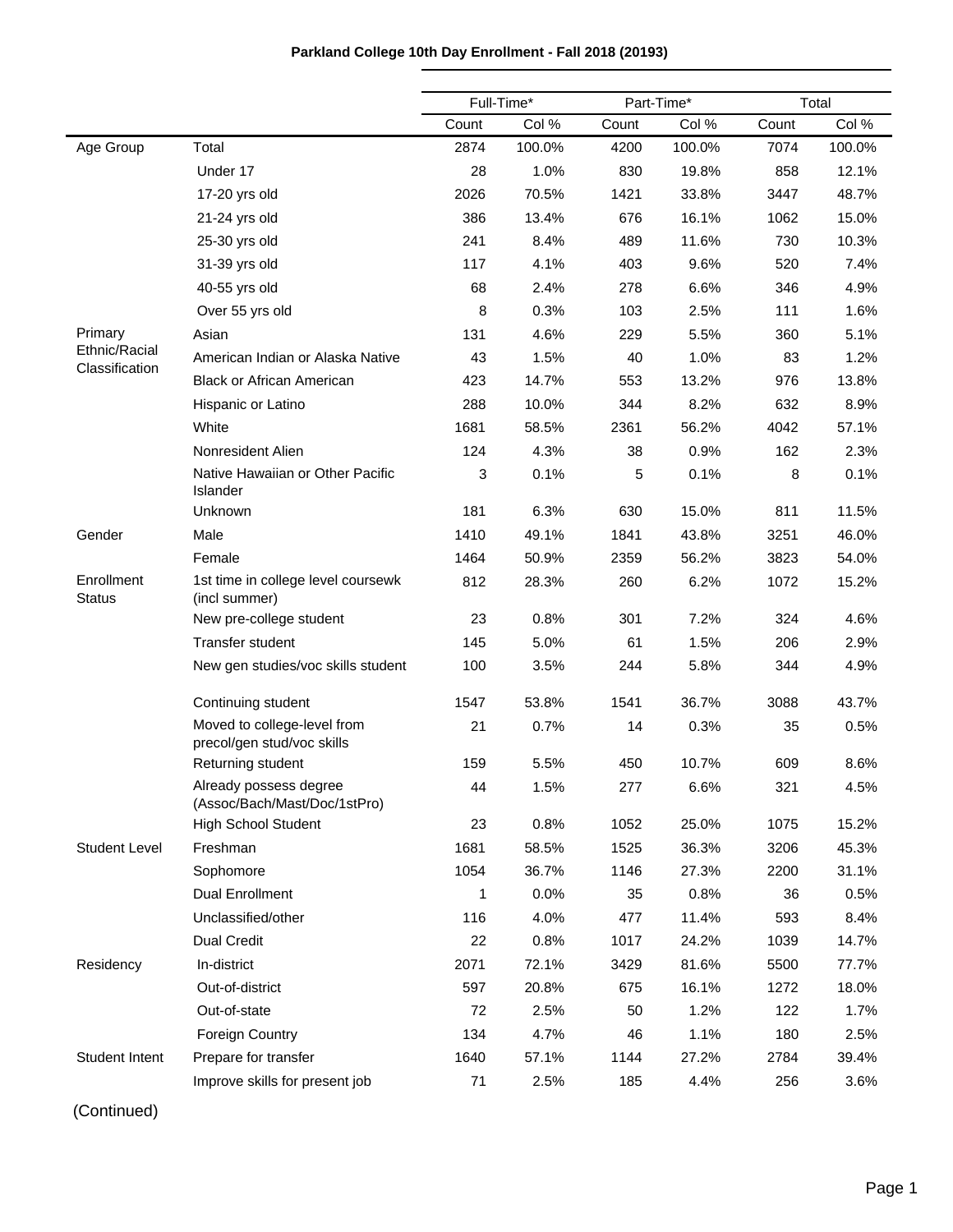**Parkland College 10th Day Enrollment - Fall 2018 (20193)**

| | | Full-Time* | | Part-Time* | | Total | |
|---|---|---|---|---|---|---|---|
| | | Count | Col % | Count | Col % | Count | Col % |
| Age Group | Total | 2874 | 100.0% | 4200 | 100.0% | 7074 | 100.0% |
| | Under 17 | 28 | 1.0% | 830 | 19.8% | 858 | 12.1% |
| | 17-20 yrs old | 2026 | 70.5% | 1421 | 33.8% | 3447 | 48.7% |
| | 21-24 yrs old | 386 | 13.4% | 676 | 16.1% | 1062 | 15.0% |
| | 25-30 yrs old | 241 | 8.4% | 489 | 11.6% | 730 | 10.3% |
| | 31-39 yrs old | 117 | 4.1% | 403 | 9.6% | 520 | 7.4% |
| | 40-55 yrs old | 68 | 2.4% | 278 | 6.6% | 346 | 4.9% |
| | Over 55 yrs old | 8 | 0.3% | 103 | 2.5% | 111 | 1.6% |
| Primary Ethnic/Racial Classification | Asian | 131 | 4.6% | 229 | 5.5% | 360 | 5.1% |
| | American Indian or Alaska Native | 43 | 1.5% | 40 | 1.0% | 83 | 1.2% |
| | Black or African American | 423 | 14.7% | 553 | 13.2% | 976 | 13.8% |
| | Hispanic or Latino | 288 | 10.0% | 344 | 8.2% | 632 | 8.9% |
| | White | 1681 | 58.5% | 2361 | 56.2% | 4042 | 57.1% |
| | Nonresident Alien | 124 | 4.3% | 38 | 0.9% | 162 | 2.3% |
| | Native Hawaiian or Other Pacific Islander | 3 | 0.1% | 5 | 0.1% | 8 | 0.1% |
| | Unknown | 181 | 6.3% | 630 | 15.0% | 811 | 11.5% |
| Gender | Male | 1410 | 49.1% | 1841 | 43.8% | 3251 | 46.0% |
| | Female | 1464 | 50.9% | 2359 | 56.2% | 3823 | 54.0% |
| Enrollment Status | 1st time in college level coursewk (incl summer) | 812 | 28.3% | 260 | 6.2% | 1072 | 15.2% |
| | New pre-college student | 23 | 0.8% | 301 | 7.2% | 324 | 4.6% |
| | Transfer student | 145 | 5.0% | 61 | 1.5% | 206 | 2.9% |
| | New gen studies/voc skills student | 100 | 3.5% | 244 | 5.8% | 344 | 4.9% |
| | Continuing student | 1547 | 53.8% | 1541 | 36.7% | 3088 | 43.7% |
| | Moved to college-level from precol/gen stud/voc skills | 21 | 0.7% | 14 | 0.3% | 35 | 0.5% |
| | Returning student | 159 | 5.5% | 450 | 10.7% | 609 | 8.6% |
| | Already possess degree (Assoc/Bach/Mast/Doc/1stPro) | 44 | 1.5% | 277 | 6.6% | 321 | 4.5% |
| | High School Student | 23 | 0.8% | 1052 | 25.0% | 1075 | 15.2% |
| Student Level | Freshman | 1681 | 58.5% | 1525 | 36.3% | 3206 | 45.3% |
| | Sophomore | 1054 | 36.7% | 1146 | 27.3% | 2200 | 31.1% |
| | Dual Enrollment | 1 | 0.0% | 35 | 0.8% | 36 | 0.5% |
| | Unclassified/other | 116 | 4.0% | 477 | 11.4% | 593 | 8.4% |
| | Dual Credit | 22 | 0.8% | 1017 | 24.2% | 1039 | 14.7% |
| Residency | In-district | 2071 | 72.1% | 3429 | 81.6% | 5500 | 77.7% |
| | Out-of-district | 597 | 20.8% | 675 | 16.1% | 1272 | 18.0% |
| | Out-of-state | 72 | 2.5% | 50 | 1.2% | 122 | 1.7% |
| | Foreign Country | 134 | 4.7% | 46 | 1.1% | 180 | 2.5% |
| Student Intent | Prepare for transfer | 1640 | 57.1% | 1144 | 27.2% | 2784 | 39.4% |
| | Improve skills for present job | 71 | 2.5% | 185 | 4.4% | 256 | 3.6% |

(Continued)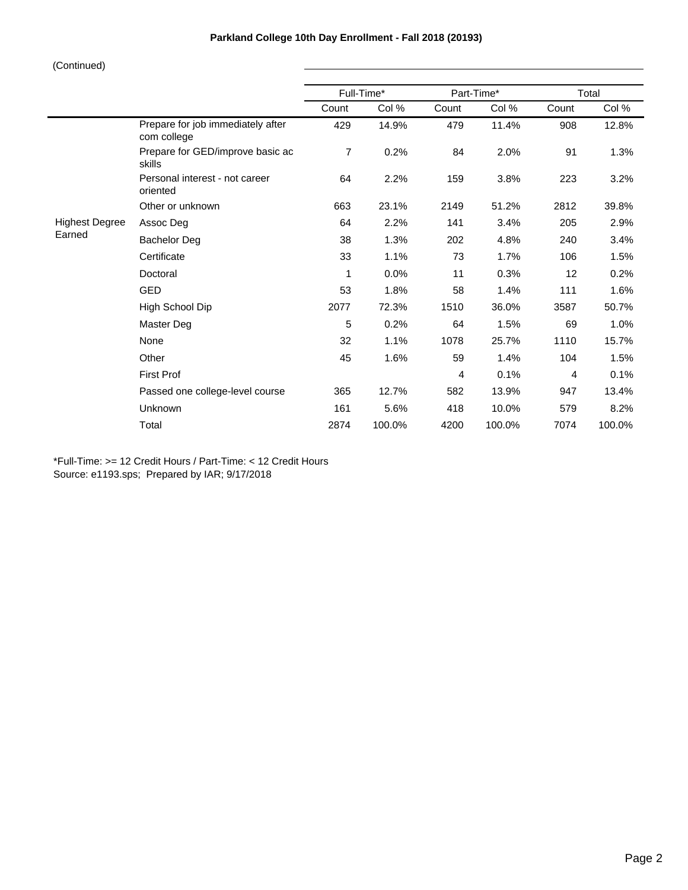# Parkland College 10th Day Enrollment - Fall 2018 (20193)

(Continued)

| | | Full-Time* | | Part-Time* | | Total | |
|---|---|---|---|---|---|---|---|
| | | Count | Col % | Count | Col % | Count | Col % |
| | Prepare for job immediately after com college | 429 | 14.9% | 479 | 11.4% | 908 | 12.8% |
| | Prepare for GED/improve basic ac skills | 7 | 0.2% | 84 | 2.0% | 91 | 1.3% |
| | Personal interest - not career oriented | 64 | 2.2% | 159 | 3.8% | 223 | 3.2% |
| | Other or unknown | 663 | 23.1% | 2149 | 51.2% | 2812 | 39.8% |
| Highest Degree Earned | Assoc Deg | 64 | 2.2% | 141 | 3.4% | 205 | 2.9% |
| | Bachelor Deg | 38 | 1.3% | 202 | 4.8% | 240 | 3.4% |
| | Certificate | 33 | 1.1% | 73 | 1.7% | 106 | 1.5% |
| | Doctoral | 1 | 0.0% | 11 | 0.3% | 12 | 0.2% |
| | GED | 53 | 1.8% | 58 | 1.4% | 111 | 1.6% |
| | High School Dip | 2077 | 72.3% | 1510 | 36.0% | 3587 | 50.7% |
| | Master Deg | 5 | 0.2% | 64 | 1.5% | 69 | 1.0% |
| | None | 32 | 1.1% | 1078 | 25.7% | 1110 | 15.7% |
| | Other | 45 | 1.6% | 59 | 1.4% | 104 | 1.5% |
| | First Prof | | | 4 | 0.1% | 4 | 0.1% |
| | Passed one college-level course | 365 | 12.7% | 582 | 13.9% | 947 | 13.4% |
| | Unknown | 161 | 5.6% | 418 | 10.0% | 579 | 8.2% |
| | Total | 2874 | 100.0% | 4200 | 100.0% | 7074 | 100.0% |

*Full-Time: >= 12 Credit Hours / Part-Time: < 12 Credit Hours
Source: e1193.sps; Prepared by IAR; 9/17/2018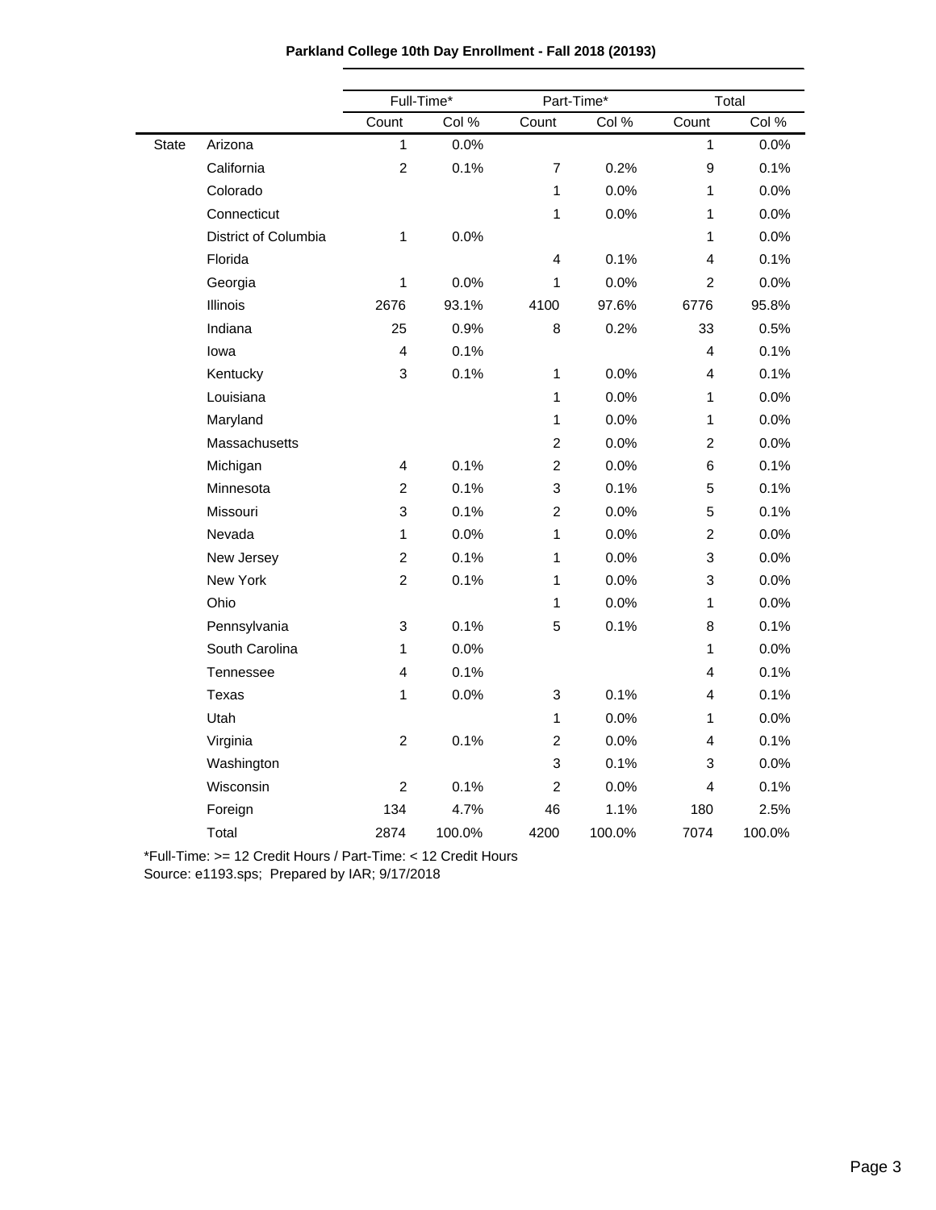**Parkland College 10th Day Enrollment - Fall 2018 (20193)**

| | | Full-Time* | | Part-Time* | | Total | |
|---|---|---|---|---|---|---|---|
| | | Count | Col % | Count | Col % | Count | Col % |
| State | Arizona | 1 | 0.0% | | | 1 | 0.0% |
| | California | 2 | 0.1% | 7 | 0.2% | 9 | 0.1% |
| | Colorado | | | 1 | 0.0% | 1 | 0.0% |
| | Connecticut | | | 1 | 0.0% | 1 | 0.0% |
| | District of Columbia | 1 | 0.0% | | | 1 | 0.0% |
| | Florida | | | 4 | 0.1% | 4 | 0.1% |
| | Georgia | 1 | 0.0% | 1 | 0.0% | 2 | 0.0% |
| | Illinois | 2676 | 93.1% | 4100 | 97.6% | 6776 | 95.8% |
| | Indiana | 25 | 0.9% | 8 | 0.2% | 33 | 0.5% |
| | Iowa | 4 | 0.1% | | | 4 | 0.1% |
| | Kentucky | 3 | 0.1% | 1 | 0.0% | 4 | 0.1% |
| | Louisiana | | | 1 | 0.0% | 1 | 0.0% |
| | Maryland | | | 1 | 0.0% | 1 | 0.0% |
| | Massachusetts | | | 2 | 0.0% | 2 | 0.0% |
| | Michigan | 4 | 0.1% | 2 | 0.0% | 6 | 0.1% |
| | Minnesota | 2 | 0.1% | 3 | 0.1% | 5 | 0.1% |
| | Missouri | 3 | 0.1% | 2 | 0.0% | 5 | 0.1% |
| | Nevada | 1 | 0.0% | 1 | 0.0% | 2 | 0.0% |
| | New Jersey | 2 | 0.1% | 1 | 0.0% | 3 | 0.0% |
| | New York | 2 | 0.1% | 1 | 0.0% | 3 | 0.0% |
| | Ohio | | | 1 | 0.0% | 1 | 0.0% |
| | Pennsylvania | 3 | 0.1% | 5 | 0.1% | 8 | 0.1% |
| | South Carolina | 1 | 0.0% | | | 1 | 0.0% |
| | Tennessee | 4 | 0.1% | | | 4 | 0.1% |
| | Texas | 1 | 0.0% | 3 | 0.1% | 4 | 0.1% |
| | Utah | | | 1 | 0.0% | 1 | 0.0% |
| | Virginia | 2 | 0.1% | 2 | 0.0% | 4 | 0.1% |
| | Washington | | | 3 | 0.1% | 3 | 0.0% |
| | Wisconsin | 2 | 0.1% | 2 | 0.0% | 4 | 0.1% |
| | Foreign | 134 | 4.7% | 46 | 1.1% | 180 | 2.5% |
| | Total | 2874 | 100.0% | 4200 | 100.0% | 7074 | 100.0% |

*Full-Time: >= 12 Credit Hours / Part-Time: < 12 Credit Hours
Source: e1193.sps; Prepared by IAR; 9/17/2018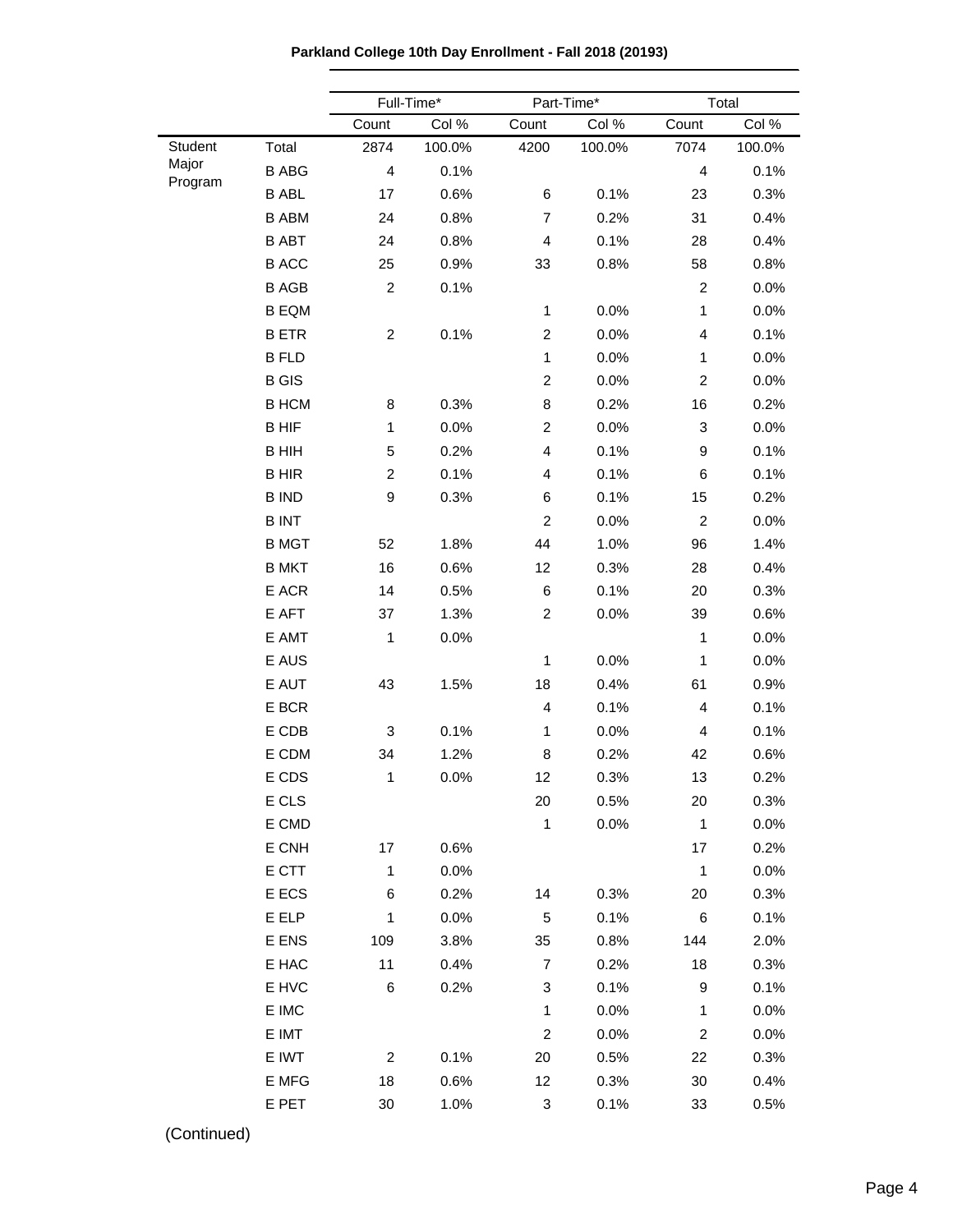**Parkland College 10th Day Enrollment - Fall 2018 (20193)**

| | | Full-Time* | | Part-Time* | | Total | |
|---|---|---|---|---|---|---|---|
| | | Count | Col % | Count | Col % | Count | Col % |
| Student Major Program | Total | 2874 | 100.0% | 4200 | 100.0% | 7074 | 100.0% |
| | B ABG | 4 | 0.1% | | | 4 | 0.1% |
| | B ABL | 17 | 0.6% | 6 | 0.1% | 23 | 0.3% |
| | B ABM | 24 | 0.8% | 7 | 0.2% | 31 | 0.4% |
| | B ABT | 24 | 0.8% | 4 | 0.1% | 28 | 0.4% |
| | B ACC | 25 | 0.9% | 33 | 0.8% | 58 | 0.8% |
| | B AGB | 2 | 0.1% | | | 2 | 0.0% |
| | B EQM | | | 1 | 0.0% | 1 | 0.0% |
| | B ETR | 2 | 0.1% | 2 | 0.0% | 4 | 0.1% |
| | B FLD | | | 1 | 0.0% | 1 | 0.0% |
| | B GIS | | | 2 | 0.0% | 2 | 0.0% |
| | B HCM | 8 | 0.3% | 8 | 0.2% | 16 | 0.2% |
| | B HIF | 1 | 0.0% | 2 | 0.0% | 3 | 0.0% |
| | B HIH | 5 | 0.2% | 4 | 0.1% | 9 | 0.1% |
| | B HIR | 2 | 0.1% | 4 | 0.1% | 6 | 0.1% |
| | B IND | 9 | 0.3% | 6 | 0.1% | 15 | 0.2% |
| | B INT | | | 2 | 0.0% | 2 | 0.0% |
| | B MGT | 52 | 1.8% | 44 | 1.0% | 96 | 1.4% |
| | B MKT | 16 | 0.6% | 12 | 0.3% | 28 | 0.4% |
| | E ACR | 14 | 0.5% | 6 | 0.1% | 20 | 0.3% |
| | E AFT | 37 | 1.3% | 2 | 0.0% | 39 | 0.6% |
| | E AMT | 1 | 0.0% | | | 1 | 0.0% |
| | E AUS | | | 1 | 0.0% | 1 | 0.0% |
| | E AUT | 43 | 1.5% | 18 | 0.4% | 61 | 0.9% |
| | E BCR | | | 4 | 0.1% | 4 | 0.1% |
| | E CDB | 3 | 0.1% | 1 | 0.0% | 4 | 0.1% |
| | E CDM | 34 | 1.2% | 8 | 0.2% | 42 | 0.6% |
| | E CDS | 1 | 0.0% | 12 | 0.3% | 13 | 0.2% |
| | E CLS | | | 20 | 0.5% | 20 | 0.3% |
| | E CMD | | | 1 | 0.0% | 1 | 0.0% |
| | E CNH | 17 | 0.6% | | | 17 | 0.2% |
| | E CTT | 1 | 0.0% | | | 1 | 0.0% |
| | E ECS | 6 | 0.2% | 14 | 0.3% | 20 | 0.3% |
| | E ELP | 1 | 0.0% | 5 | 0.1% | 6 | 0.1% |
| | E ENS | 109 | 3.8% | 35 | 0.8% | 144 | 2.0% |
| | E HAC | 11 | 0.4% | 7 | 0.2% | 18 | 0.3% |
| | E HVC | 6 | 0.2% | 3 | 0.1% | 9 | 0.1% |
| | E IMC | | | 1 | 0.0% | 1 | 0.0% |
| | E IMT | | | 2 | 0.0% | 2 | 0.0% |
| | E IWT | 2 | 0.1% | 20 | 0.5% | 22 | 0.3% |
| | E MFG | 18 | 0.6% | 12 | 0.3% | 30 | 0.4% |
| | E PET | 30 | 1.0% | 3 | 0.1% | 33 | 0.5% |

(Continued)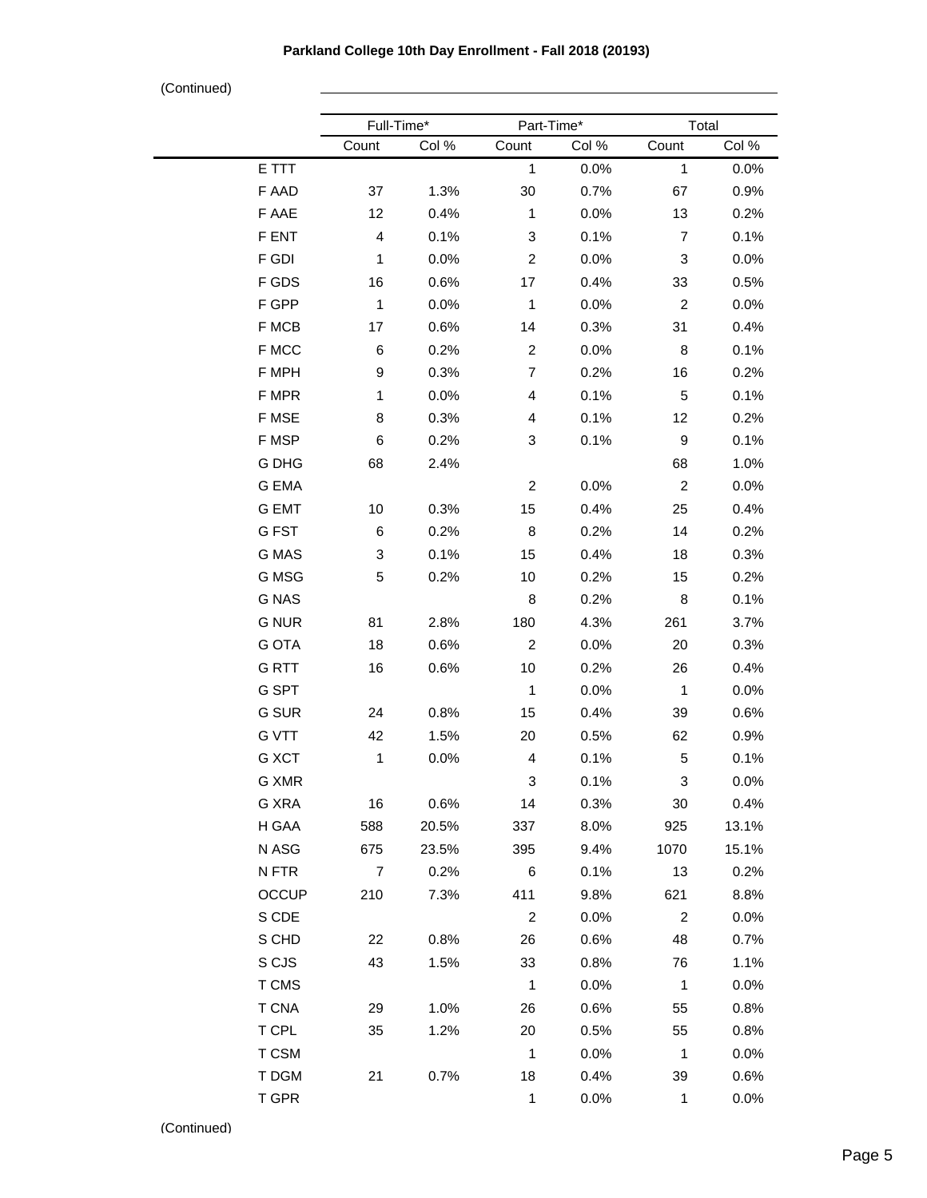**Parkland College 10th Day Enrollment - Fall 2018 (20193)**

(Continued)

| | Full-Time* | | Part-Time* | | Total | |
|---|---|---|---|---|---|---|
| | Count | Col % | Count | Col % | Count | Col % |
| E TTT | | | 1 | 0.0% | 1 | 0.0% |
| F AAD | 37 | 1.3% | 30 | 0.7% | 67 | 0.9% |
| F AAE | 12 | 0.4% | 1 | 0.0% | 13 | 0.2% |
| F ENT | 4 | 0.1% | 3 | 0.1% | 7 | 0.1% |
| F GDI | 1 | 0.0% | 2 | 0.0% | 3 | 0.0% |
| F GDS | 16 | 0.6% | 17 | 0.4% | 33 | 0.5% |
| F GPP | 1 | 0.0% | 1 | 0.0% | 2 | 0.0% |
| F MCB | 17 | 0.6% | 14 | 0.3% | 31 | 0.4% |
| F MCC | 6 | 0.2% | 2 | 0.0% | 8 | 0.1% |
| F MPH | 9 | 0.3% | 7 | 0.2% | 16 | 0.2% |
| F MPR | 1 | 0.0% | 4 | 0.1% | 5 | 0.1% |
| F MSE | 8 | 0.3% | 4 | 0.1% | 12 | 0.2% |
| F MSP | 6 | 0.2% | 3 | 0.1% | 9 | 0.1% |
| G DHG | 68 | 2.4% | | | 68 | 1.0% |
| G EMA | | | 2 | 0.0% | 2 | 0.0% |
| G EMT | 10 | 0.3% | 15 | 0.4% | 25 | 0.4% |
| G FST | 6 | 0.2% | 8 | 0.2% | 14 | 0.2% |
| G MAS | 3 | 0.1% | 15 | 0.4% | 18 | 0.3% |
| G MSG | 5 | 0.2% | 10 | 0.2% | 15 | 0.2% |
| G NAS | | | 8 | 0.2% | 8 | 0.1% |
| G NUR | 81 | 2.8% | 180 | 4.3% | 261 | 3.7% |
| G OTA | 18 | 0.6% | 2 | 0.0% | 20 | 0.3% |
| G RTT | 16 | 0.6% | 10 | 0.2% | 26 | 0.4% |
| G SPT | | | 1 | 0.0% | 1 | 0.0% |
| G SUR | 24 | 0.8% | 15 | 0.4% | 39 | 0.6% |
| G VTT | 42 | 1.5% | 20 | 0.5% | 62 | 0.9% |
| G XCT | 1 | 0.0% | 4 | 0.1% | 5 | 0.1% |
| G XMR | | | 3 | 0.1% | 3 | 0.0% |
| G XRA | 16 | 0.6% | 14 | 0.3% | 30 | 0.4% |
| H GAA | 588 | 20.5% | 337 | 8.0% | 925 | 13.1% |
| N ASG | 675 | 23.5% | 395 | 9.4% | 1070 | 15.1% |
| N FTR | 7 | 0.2% | 6 | 0.1% | 13 | 0.2% |
| OCCUP | 210 | 7.3% | 411 | 9.8% | 621 | 8.8% |
| S CDE | | | 2 | 0.0% | 2 | 0.0% |
| S CHD | 22 | 0.8% | 26 | 0.6% | 48 | 0.7% |
| S CJS | 43 | 1.5% | 33 | 0.8% | 76 | 1.1% |
| T CMS | | | 1 | 0.0% | 1 | 0.0% |
| T CNA | 29 | 1.0% | 26 | 0.6% | 55 | 0.8% |
| T CPL | 35 | 1.2% | 20 | 0.5% | 55 | 0.8% |
| T CSM | | | 1 | 0.0% | 1 | 0.0% |
| T DGM | 21 | 0.7% | 18 | 0.4% | 39 | 0.6% |
| T GPR | | | 1 | 0.0% | 1 | 0.0% |

(Continued)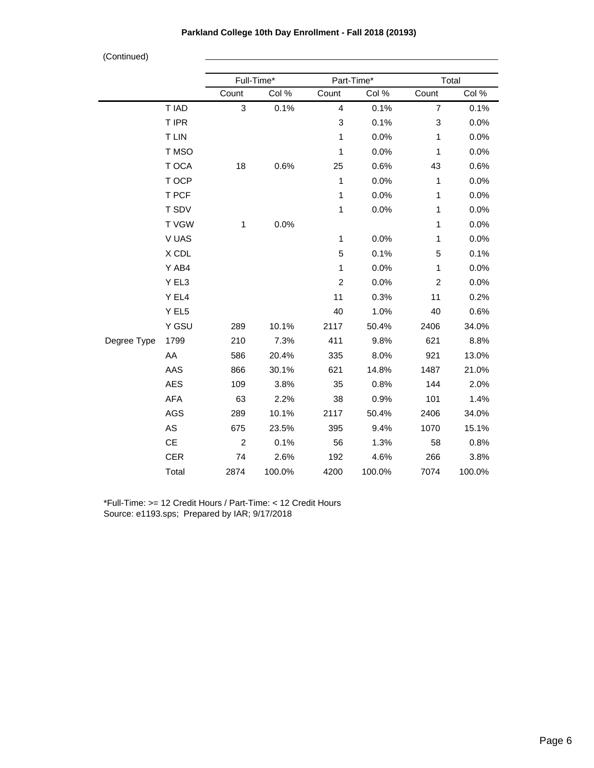**Parkland College 10th Day Enrollment - Fall 2018 (20193)**

(Continued)

| | | Full-Time* | | Part-Time* | | Total | |
|---|---|---|---|---|---|---|---|
| | | Count | Col % | Count | Col % | Count | Col % |
| | T IAD | 3 | 0.1% | 4 | 0.1% | 7 | 0.1% |
| | T IPR | | | 3 | 0.1% | 3 | 0.0% |
| | T LIN | | | 1 | 0.0% | 1 | 0.0% |
| | T MSO | | | 1 | 0.0% | 1 | 0.0% |
| | T OCA | 18 | 0.6% | 25 | 0.6% | 43 | 0.6% |
| | T OCP | | | 1 | 0.0% | 1 | 0.0% |
| | T PCF | | | 1 | 0.0% | 1 | 0.0% |
| | T SDV | | | 1 | 0.0% | 1 | 0.0% |
| | T VGW | 1 | 0.0% | | | 1 | 0.0% |
| | V UAS | | | 1 | 0.0% | 1 | 0.0% |
| | X CDL | | | 5 | 0.1% | 5 | 0.1% |
| | Y AB4 | | | 1 | 0.0% | 1 | 0.0% |
| | Y EL3 | | | 2 | 0.0% | 2 | 0.0% |
| | Y EL4 | | | 11 | 0.3% | 11 | 0.2% |
| | Y EL5 | | | 40 | 1.0% | 40 | 0.6% |
| | Y GSU | 289 | 10.1% | 2117 | 50.4% | 2406 | 34.0% |
| Degree Type | 1799 | 210 | 7.3% | 411 | 9.8% | 621 | 8.8% |
| | AA | 586 | 20.4% | 335 | 8.0% | 921 | 13.0% |
| | AAS | 866 | 30.1% | 621 | 14.8% | 1487 | 21.0% |
| | AES | 109 | 3.8% | 35 | 0.8% | 144 | 2.0% |
| | AFA | 63 | 2.2% | 38 | 0.9% | 101 | 1.4% |
| | AGS | 289 | 10.1% | 2117 | 50.4% | 2406 | 34.0% |
| | AS | 675 | 23.5% | 395 | 9.4% | 1070 | 15.1% |
| | CE | 2 | 0.1% | 56 | 1.3% | 58 | 0.8% |
| | CER | 74 | 2.6% | 192 | 4.6% | 266 | 3.8% |
| | Total | 2874 | 100.0% | 4200 | 100.0% | 7074 | 100.0% |

*Full-Time: >= 12 Credit Hours / Part-Time: < 12 Credit Hours
Source: e1193.sps; Prepared by IAR; 9/17/2018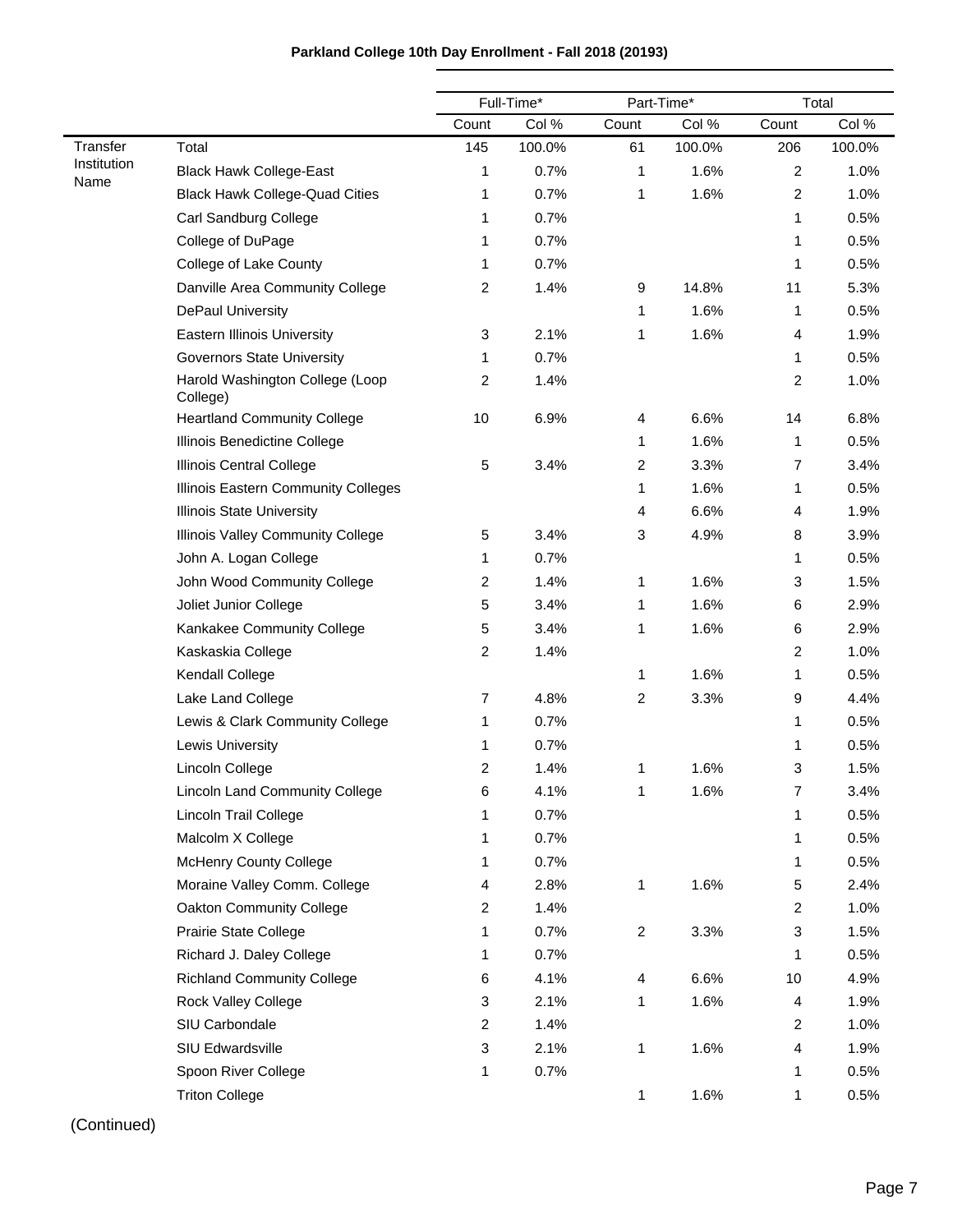**Parkland College 10th Day Enrollment - Fall 2018 (20193)**

| | | Full-Time* | | Part-Time* | | Total | |
|---|---|---|---|---|---|---|---|
| | | Count | Col % | Count | Col % | Count | Col % |
| Transfer Institution Name | Total | 145 | 100.0% | 61 | 100.0% | 206 | 100.0% |
| | Black Hawk College-East | 1 | 0.7% | 1 | 1.6% | 2 | 1.0% |
| | Black Hawk College-Quad Cities | 1 | 0.7% | 1 | 1.6% | 2 | 1.0% |
| | Carl Sandburg College | 1 | 0.7% | | | 1 | 0.5% |
| | College of DuPage | 1 | 0.7% | | | 1 | 0.5% |
| | College of Lake County | 1 | 0.7% | | | 1 | 0.5% |
| | Danville Area Community College | 2 | 1.4% | 9 | 14.8% | 11 | 5.3% |
| | DePaul University | | | 1 | 1.6% | 1 | 0.5% |
| | Eastern Illinois University | 3 | 2.1% | 1 | 1.6% | 4 | 1.9% |
| | Governors State University | 1 | 0.7% | | | 1 | 0.5% |
| | Harold Washington College (Loop College) | 2 | 1.4% | | | 2 | 1.0% |
| | Heartland Community College | 10 | 6.9% | 4 | 6.6% | 14 | 6.8% |
| | Illinois Benedictine College | | | 1 | 1.6% | 1 | 0.5% |
| | Illinois Central College | 5 | 3.4% | 2 | 3.3% | 7 | 3.4% |
| | Illinois Eastern Community Colleges | | | 1 | 1.6% | 1 | 0.5% |
| | Illinois State University | | | 4 | 6.6% | 4 | 1.9% |
| | Illinois Valley Community College | 5 | 3.4% | 3 | 4.9% | 8 | 3.9% |
| | John A. Logan College | 1 | 0.7% | | | 1 | 0.5% |
| | John Wood Community College | 2 | 1.4% | 1 | 1.6% | 3 | 1.5% |
| | Joliet Junior College | 5 | 3.4% | 1 | 1.6% | 6 | 2.9% |
| | Kankakee Community College | 5 | 3.4% | 1 | 1.6% | 6 | 2.9% |
| | Kaskaskia College | 2 | 1.4% | | | 2 | 1.0% |
| | Kendall College | | | 1 | 1.6% | 1 | 0.5% |
| | Lake Land College | 7 | 4.8% | 2 | 3.3% | 9 | 4.4% |
| | Lewis & Clark Community College | 1 | 0.7% | | | 1 | 0.5% |
| | Lewis University | 1 | 0.7% | | | 1 | 0.5% |
| | Lincoln College | 2 | 1.4% | 1 | 1.6% | 3 | 1.5% |
| | Lincoln Land Community College | 6 | 4.1% | 1 | 1.6% | 7 | 3.4% |
| | Lincoln Trail College | 1 | 0.7% | | | 1 | 0.5% |
| | Malcolm X College | 1 | 0.7% | | | 1 | 0.5% |
| | McHenry County College | 1 | 0.7% | | | 1 | 0.5% |
| | Moraine Valley Comm. College | 4 | 2.8% | 1 | 1.6% | 5 | 2.4% |
| | Oakton Community College | 2 | 1.4% | | | 2 | 1.0% |
| | Prairie State College | 1 | 0.7% | 2 | 3.3% | 3 | 1.5% |
| | Richard J. Daley College | 1 | 0.7% | | | 1 | 0.5% |
| | Richland Community College | 6 | 4.1% | 4 | 6.6% | 10 | 4.9% |
| | Rock Valley College | 3 | 2.1% | 1 | 1.6% | 4 | 1.9% |
| | SIU Carbondale | 2 | 1.4% | | | 2 | 1.0% |
| | SIU Edwardsville | 3 | 2.1% | 1 | 1.6% | 4 | 1.9% |
| | Spoon River College | 1 | 0.7% | | | 1 | 0.5% |
| | Triton College | | | 1 | 1.6% | 1 | 0.5% |

(Continued)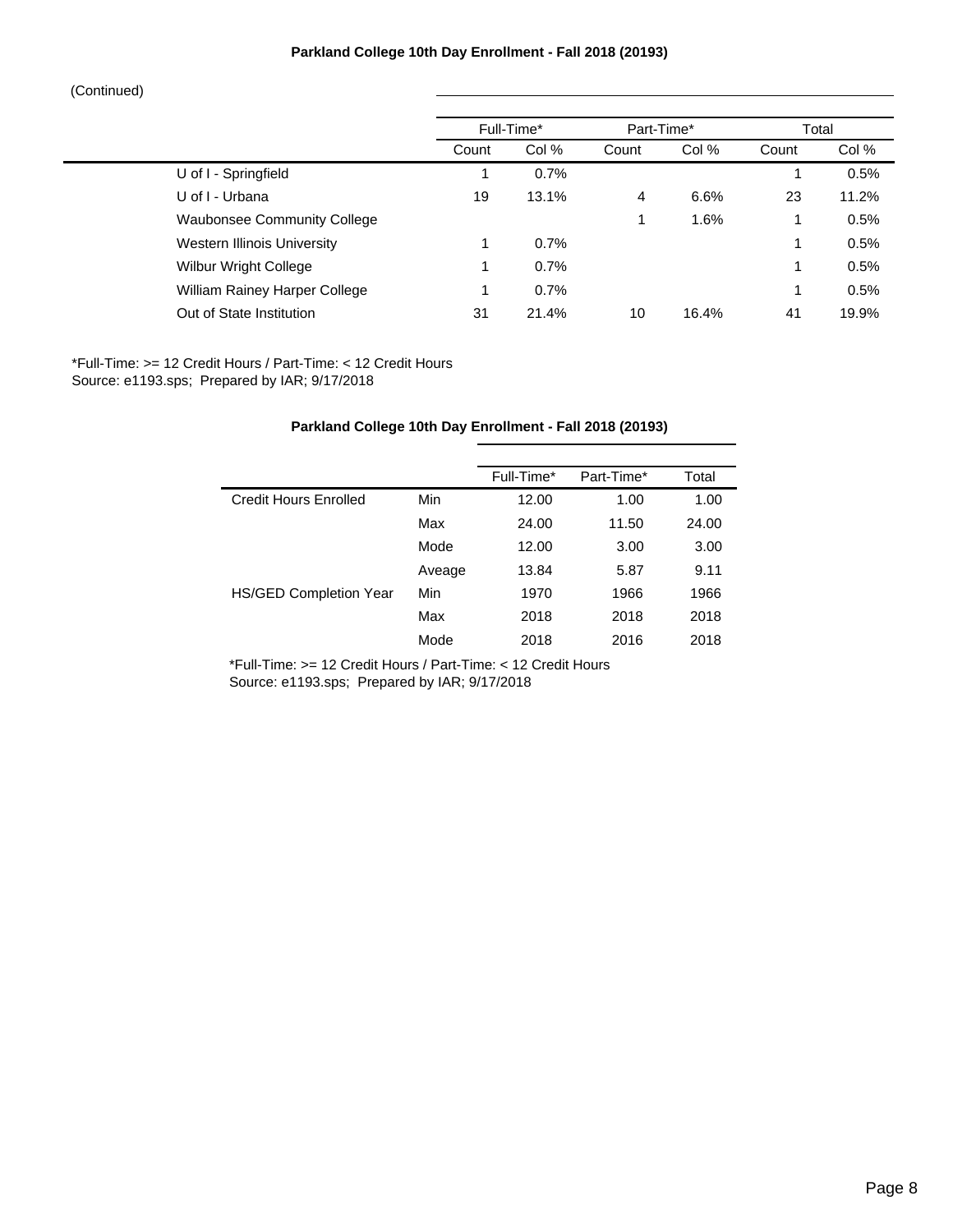## Parkland College 10th Day Enrollment - Fall 2018 (20193)

(Continued)

| | Full-Time* | | Part-Time* | | Total | |
|---|---|---|---|---|---|---|
| | Count | Col % | Count | Col % | Count | Col % |
| U of I - Springfield | 1 | 0.7% | | | 1 | 0.5% |
| U of I - Urbana | 19 | 13.1% | 4 | 6.6% | 23 | 11.2% |
| Waubonsee Community College | | | 1 | 1.6% | 1 | 0.5% |
| Western Illinois University | 1 | 0.7% | | | 1 | 0.5% |
| Wilbur Wright College | 1 | 0.7% | | | 1 | 0.5% |
| William Rainey Harper College | 1 | 0.7% | | | 1 | 0.5% |
| Out of State Institution | 31 | 21.4% | 10 | 16.4% | 41 | 19.9% |

*Full-Time: >= 12 Credit Hours / Part-Time: < 12 Credit Hours
Source: e1193.sps; Prepared by IAR; 9/17/2018

## Parkland College 10th Day Enrollment - Fall 2018 (20193)

| | | Full-Time* | Part-Time* | Total |
|---|---|---|---|---|
| Credit Hours Enrolled | Min | 12.00 | 1.00 | 1.00 |
| | Max | 24.00 | 11.50 | 24.00 |
| | Mode | 12.00 | 3.00 | 3.00 |
| | Aveage | 13.84 | 5.87 | 9.11 |
| HS/GED Completion Year | Min | 1970 | 1966 | 1966 |
| | Max | 2018 | 2018 | 2018 |
| | Mode | 2018 | 2016 | 2018 |

*Full-Time: >= 12 Credit Hours / Part-Time: < 12 Credit Hours
Source: e1193.sps; Prepared by IAR; 9/17/2018